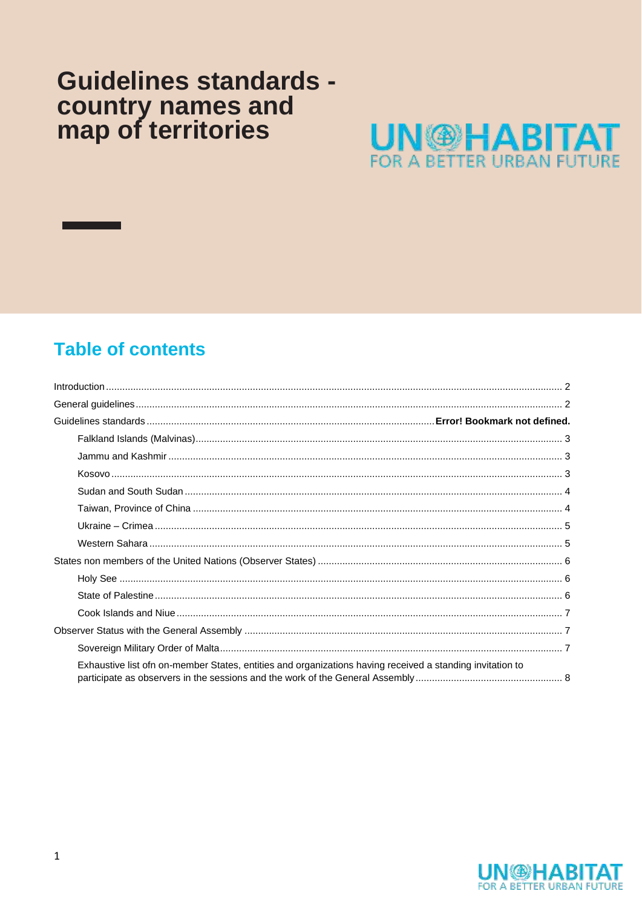# Guidelines standards - country names and map of territories

UN-HABITAT
FOR A BETTER URBAN FUTURE

## Table of contents

Introduction ..................................................... 2

General guidelines ..................................................... 2

Guidelines standards ..................................................... **Error! Bookmark not defined.**

- Falkland Islands (Malvinas) ..................................................... 3
- Jammu and Kashmir ..................................................... 3
- Kosovo ..................................................... 3
- Sudan and South Sudan ..................................................... 4
- Taiwan, Province of China ..................................................... 4
- Ukraine – Crimea ..................................................... 5
- Western Sahara ..................................................... 5

States non members of the United Nations (Observer States) ..................................................... 6

- Holy See ..................................................... 6
- State of Palestine ..................................................... 6
- Cook Islands and Niue ..................................................... 7

Observer Status with the General Assembly ..................................................... 7

- Sovereign Military Order of Malta ..................................................... 7
- Exhaustive list ofn on-member States, entities and organizations having received a standing invitation to participate as observers in the sessions and the work of the General Assembly ..................................................... 8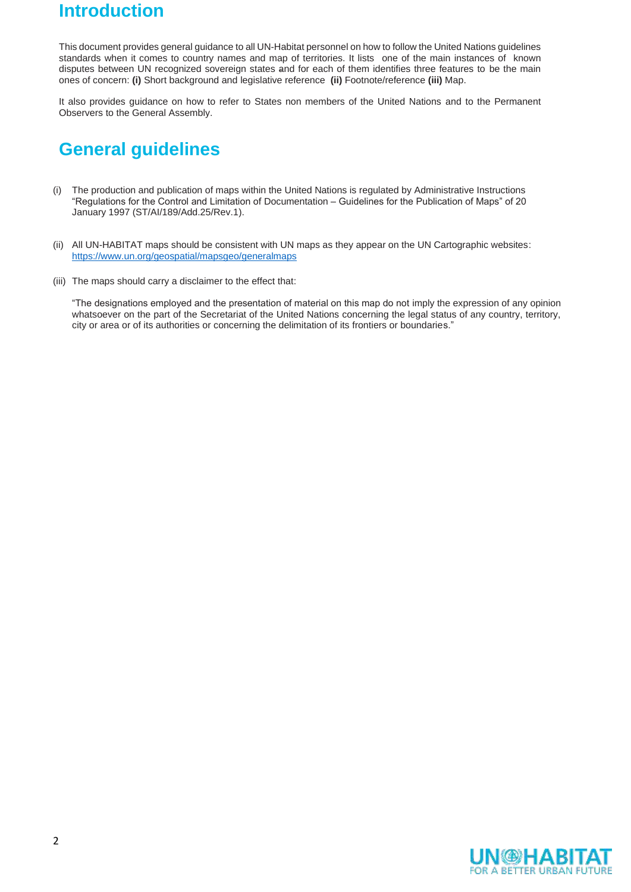# Introduction

This document provides general guidance to all UN-Habitat personnel on how to follow the United Nations guidelines standards when it comes to country names and map of territories. It lists one of the main instances of known disputes between UN recognized sovereign states and for each of them identifies three features to be the main ones of concern: **(i)** Short background and legislative reference **(ii)** Footnote/reference **(iii)** Map.

It also provides guidance on how to refer to States non members of the United Nations and to the Permanent Observers to the General Assembly.

# General guidelines

(i) The production and publication of maps within the United Nations is regulated by Administrative Instructions "Regulations for the Control and Limitation of Documentation – Guidelines for the Publication of Maps" of 20 January 1997 (ST/AI/189/Add.25/Rev.1).

(ii) All UN-HABITAT maps should be consistent with UN maps as they appear on the UN Cartographic websites: https://www.un.org/geospatial/mapsgeo/generalmaps

(iii) The maps should carry a disclaimer to the effect that:

"The designations employed and the presentation of material on this map do not imply the expression of any opinion whatsoever on the part of the Secretariat of the United Nations concerning the legal status of any country, territory, city or area or of its authorities or concerning the delimitation of its frontiers or boundaries."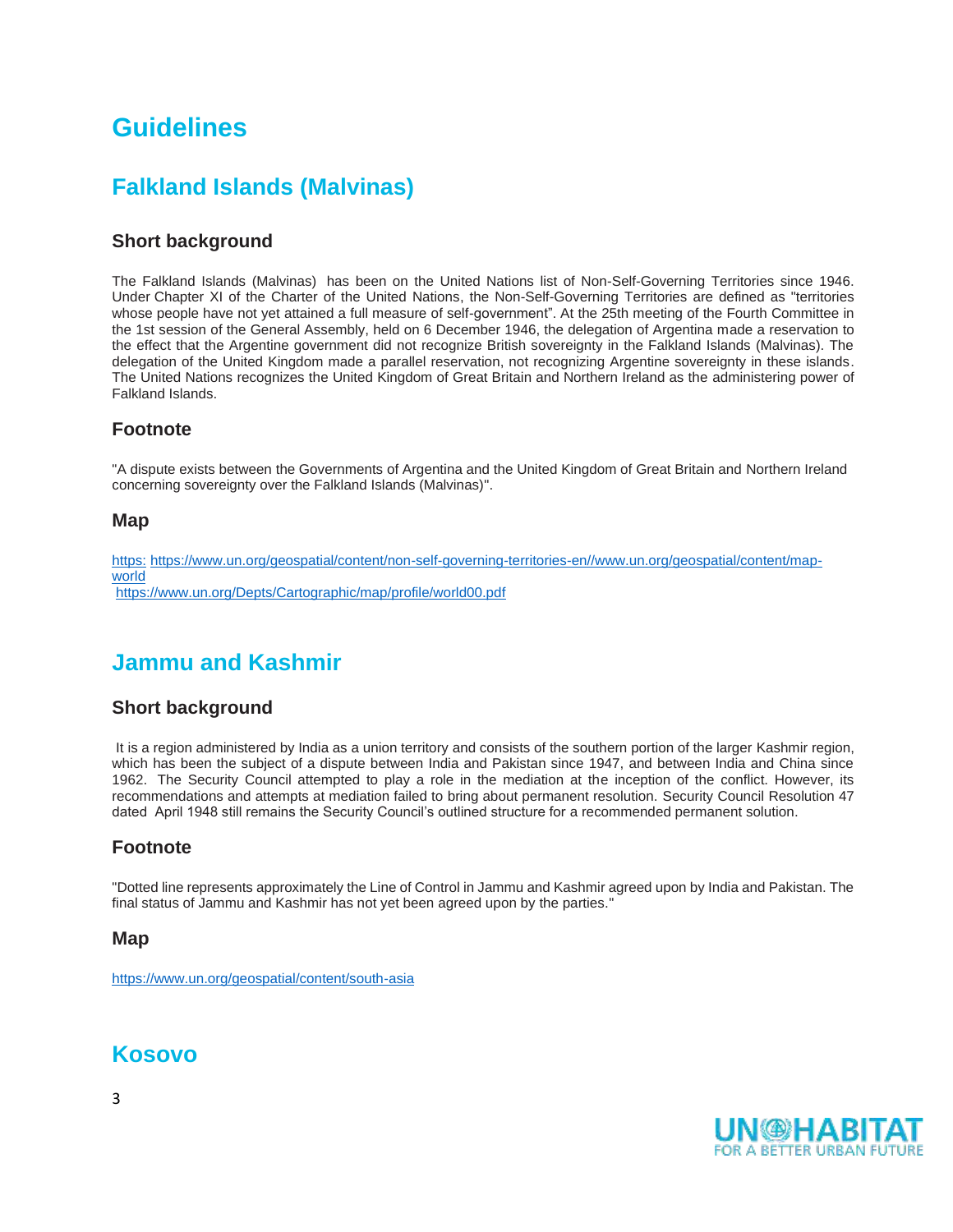# Guidelines

## Falkland Islands (Malvinas)

### Short background

The Falkland Islands (Malvinas) has been on the United Nations list of Non-Self-Governing Territories since 1946. Under Chapter XI of the Charter of the United Nations, the Non-Self-Governing Territories are defined as "territories whose people have not yet attained a full measure of self-government". At the 25th meeting of the Fourth Committee in the 1st session of the General Assembly, held on 6 December 1946, the delegation of Argentina made a reservation to the effect that the Argentine government did not recognize British sovereignty in the Falkland Islands (Malvinas). The delegation of the United Kingdom made a parallel reservation, not recognizing Argentine sovereignty in these islands. The United Nations recognizes the United Kingdom of Great Britain and Northern Ireland as the administering power of Falkland Islands.

### Footnote

"A dispute exists between the Governments of Argentina and the United Kingdom of Great Britain and Northern Ireland concerning sovereignty over the Falkland Islands (Malvinas)".

### Map

https: https://www.un.org/geospatial/content/non-self-governing-territories-en//www.un.org/geospatial/content/map-world
https://www.un.org/Depts/Cartographic/map/profile/world00.pdf

## Jammu and Kashmir

### Short background

It is a region administered by India as a union territory and consists of the southern portion of the larger Kashmir region, which has been the subject of a dispute between India and Pakistan since 1947, and between India and China since 1962. The Security Council attempted to play a role in the mediation at the inception of the conflict. However, its recommendations and attempts at mediation failed to bring about permanent resolution. Security Council Resolution 47 dated April 1948 still remains the Security Council's outlined structure for a recommended permanent solution.

### Footnote

"Dotted line represents approximately the Line of Control in Jammu and Kashmir agreed upon by India and Pakistan. The final status of Jammu and Kashmir has not yet been agreed upon by the parties."

### Map

https://www.un.org/geospatial/content/south-asia

## Kosovo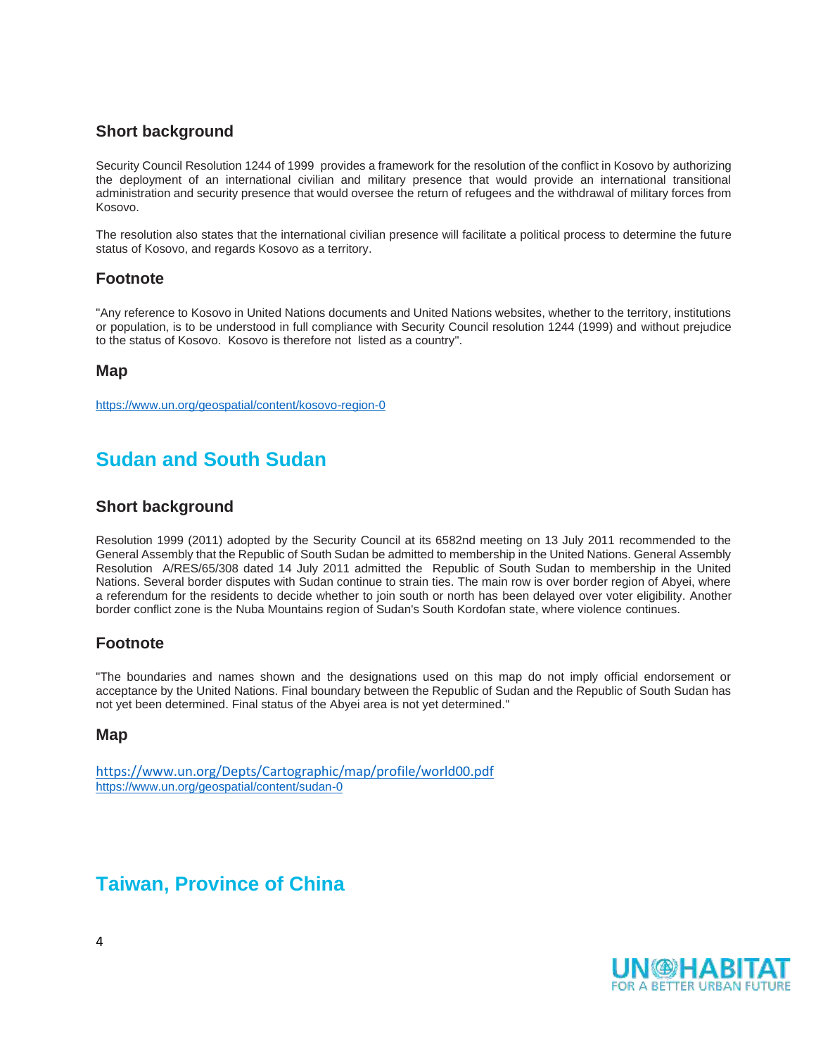### Short background

Security Council Resolution 1244 of 1999 provides a framework for the resolution of the conflict in Kosovo by authorizing the deployment of an international civilian and military presence that would provide an international transitional administration and security presence that would oversee the return of refugees and the withdrawal of military forces from Kosovo.

The resolution also states that the international civilian presence will facilitate a political process to determine the future status of Kosovo, and regards Kosovo as a territory.

### Footnote

"Any reference to Kosovo in United Nations documents and United Nations websites, whether to the territory, institutions or population, is to be understood in full compliance with Security Council resolution 1244 (1999) and without prejudice to the status of Kosovo. Kosovo is therefore not listed as a country".

### Map

https://www.un.org/geospatial/content/kosovo-region-0

## Sudan and South Sudan

### Short background

Resolution 1999 (2011) adopted by the Security Council at its 6582nd meeting on 13 July 2011 recommended to the General Assembly that the Republic of South Sudan be admitted to membership in the United Nations. General Assembly Resolution A/RES/65/308 dated 14 July 2011 admitted the Republic of South Sudan to membership in the United Nations. Several border disputes with Sudan continue to strain ties. The main row is over border region of Abyei, where a referendum for the residents to decide whether to join south or north has been delayed over voter eligibility. Another border conflict zone is the Nuba Mountains region of Sudan's South Kordofan state, where violence continues.

### Footnote

"The boundaries and names shown and the designations used on this map do not imply official endorsement or acceptance by the United Nations. Final boundary between the Republic of Sudan and the Republic of South Sudan has not yet been determined. Final status of the Abyei area is not yet determined."

### Map

https://www.un.org/Depts/Cartographic/map/profile/world00.pdf
https://www.un.org/geospatial/content/sudan-0

## Taiwan, Province of China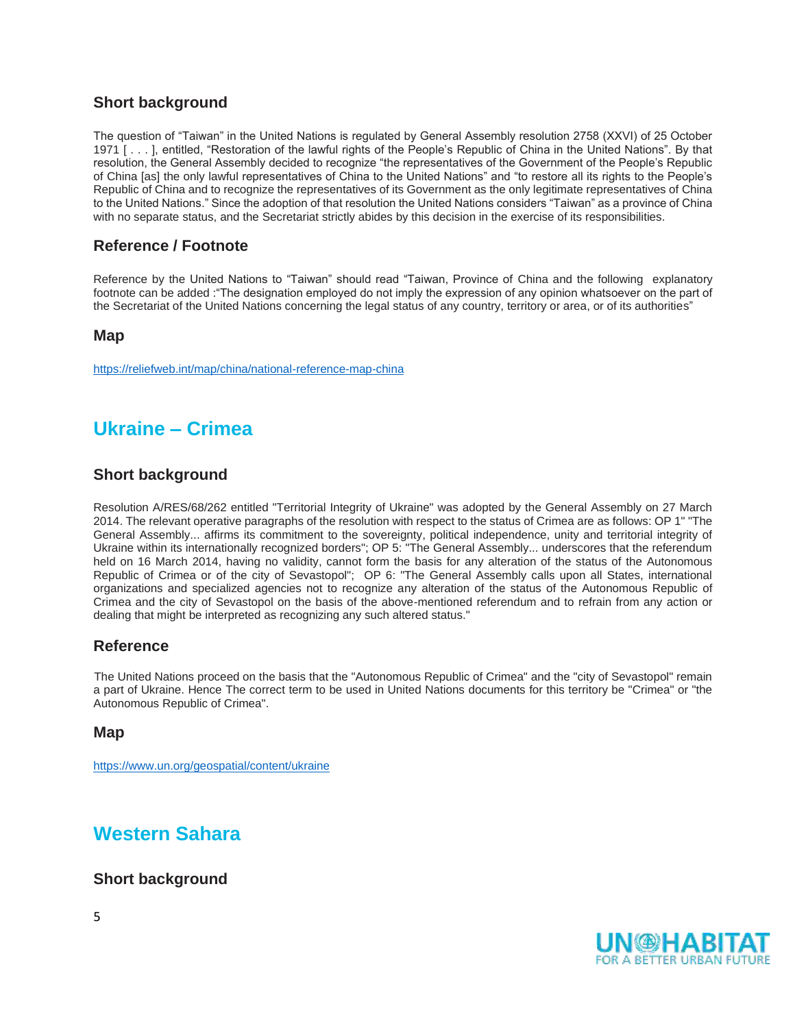### Short background

The question of "Taiwan" in the United Nations is regulated by General Assembly resolution 2758 (XXVI) of 25 October 1971 [ . . . ], entitled, "Restoration of the lawful rights of the People's Republic of China in the United Nations". By that resolution, the General Assembly decided to recognize "the representatives of the Government of the People's Republic of China [as] the only lawful representatives of China to the United Nations" and "to restore all its rights to the People's Republic of China and to recognize the representatives of its Government as the only legitimate representatives of China to the United Nations." Since the adoption of that resolution the United Nations considers "Taiwan" as a province of China with no separate status, and the Secretariat strictly abides by this decision in the exercise of its responsibilities.

### Reference / Footnote

Reference by the United Nations to "Taiwan" should read "Taiwan, Province of China and the following explanatory footnote can be added :"The designation employed do not imply the expression of any opinion whatsoever on the part of the Secretariat of the United Nations concerning the legal status of any country, territory or area, or of its authorities"

### Map

https://reliefweb.int/map/china/national-reference-map-china

## Ukraine – Crimea

### Short background

Resolution A/RES/68/262 entitled "Territorial Integrity of Ukraine" was adopted by the General Assembly on 27 March 2014. The relevant operative paragraphs of the resolution with respect to the status of Crimea are as follows: OP 1" "The General Assembly... affirms its commitment to the sovereignty, political independence, unity and territorial integrity of Ukraine within its internationally recognized borders"; OP 5: "The General Assembly... underscores that the referendum held on 16 March 2014, having no validity, cannot form the basis for any alteration of the status of the Autonomous Republic of Crimea or of the city of Sevastopol"; OP 6: "The General Assembly calls upon all States, international organizations and specialized agencies not to recognize any alteration of the status of the Autonomous Republic of Crimea and the city of Sevastopol on the basis of the above-mentioned referendum and to refrain from any action or dealing that might be interpreted as recognizing any such altered status."

### Reference

The United Nations proceed on the basis that the "Autonomous Republic of Crimea" and the "city of Sevastopol" remain a part of Ukraine. Hence The correct term to be used in United Nations documents for this territory be "Crimea" or "the Autonomous Republic of Crimea".

### Map

https://www.un.org/geospatial/content/ukraine

## Western Sahara

### Short background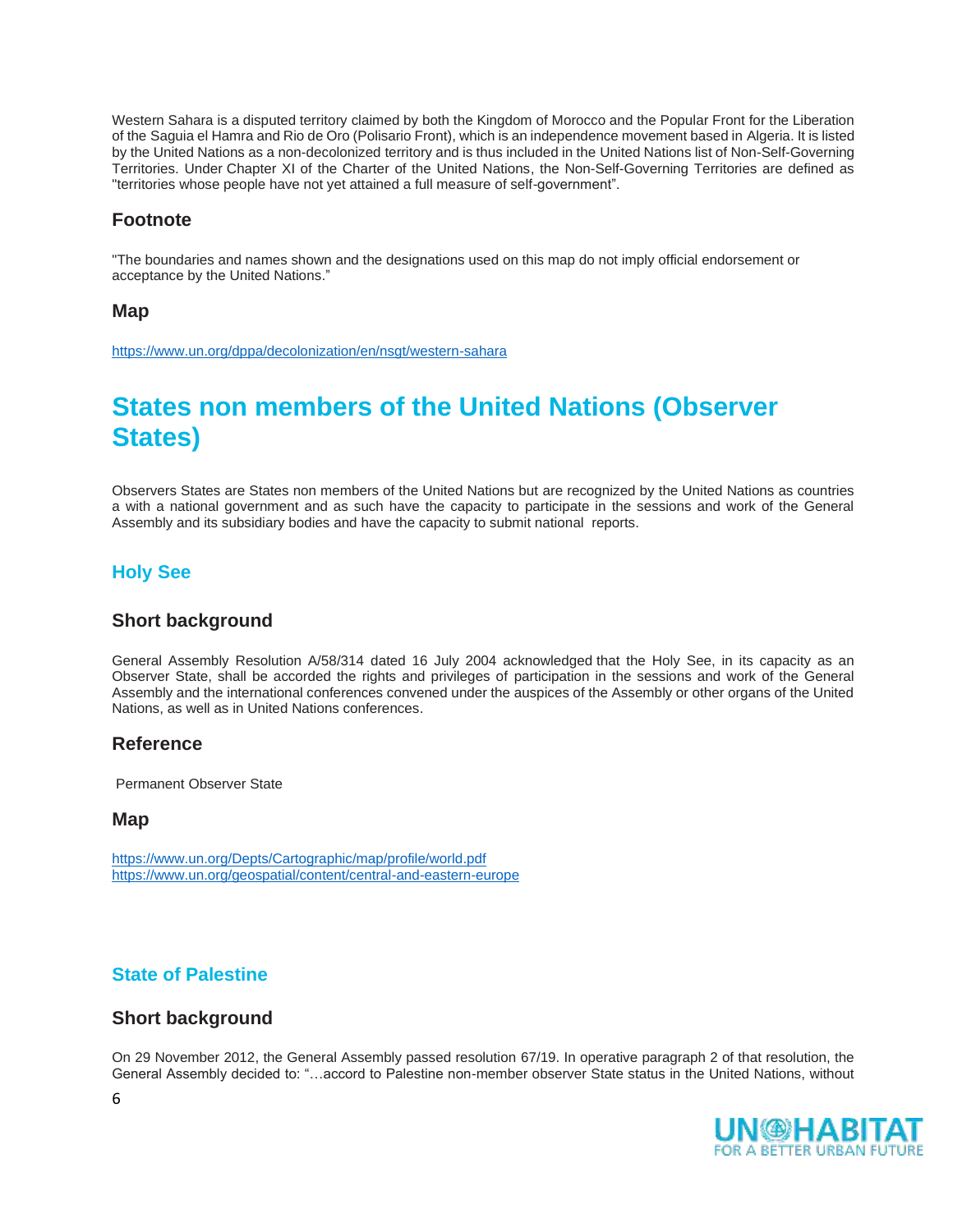Western Sahara is a disputed territory claimed by both the Kingdom of Morocco and the Popular Front for the Liberation of the Saguia el Hamra and Rio de Oro (Polisario Front), which is an independence movement based in Algeria. It is listed by the United Nations as a non-decolonized territory and is thus included in the United Nations list of Non-Self-Governing Territories. Under Chapter XI of the Charter of the United Nations, the Non-Self-Governing Territories are defined as "territories whose people have not yet attained a full measure of self-government".

### Footnote

"The boundaries and names shown and the designations used on this map do not imply official endorsement or acceptance by the United Nations."

### Map

https://www.un.org/dppa/decolonization/en/nsgt/western-sahara

# States non members of the United Nations (Observer States)

Observers States are States non members of the United Nations but are recognized by the United Nations as countries a with a national government and as such have the capacity to participate in the sessions and work of the General Assembly and its subsidiary bodies and have the capacity to submit national reports.

## Holy See

### Short background

General Assembly Resolution A/58/314 dated 16 July 2004 acknowledged that the Holy See, in its capacity as an Observer State, shall be accorded the rights and privileges of participation in the sessions and work of the General Assembly and the international conferences convened under the auspices of the Assembly or other organs of the United Nations, as well as in United Nations conferences.

### Reference

Permanent Observer State

### Map

https://www.un.org/Depts/Cartographic/map/profile/world.pdf
https://www.un.org/geospatial/content/central-and-eastern-europe

## State of Palestine

### Short background

On 29 November 2012, the General Assembly passed resolution 67/19. In operative paragraph 2 of that resolution, the General Assembly decided to: "…accord to Palestine non-member observer State status in the United Nations, without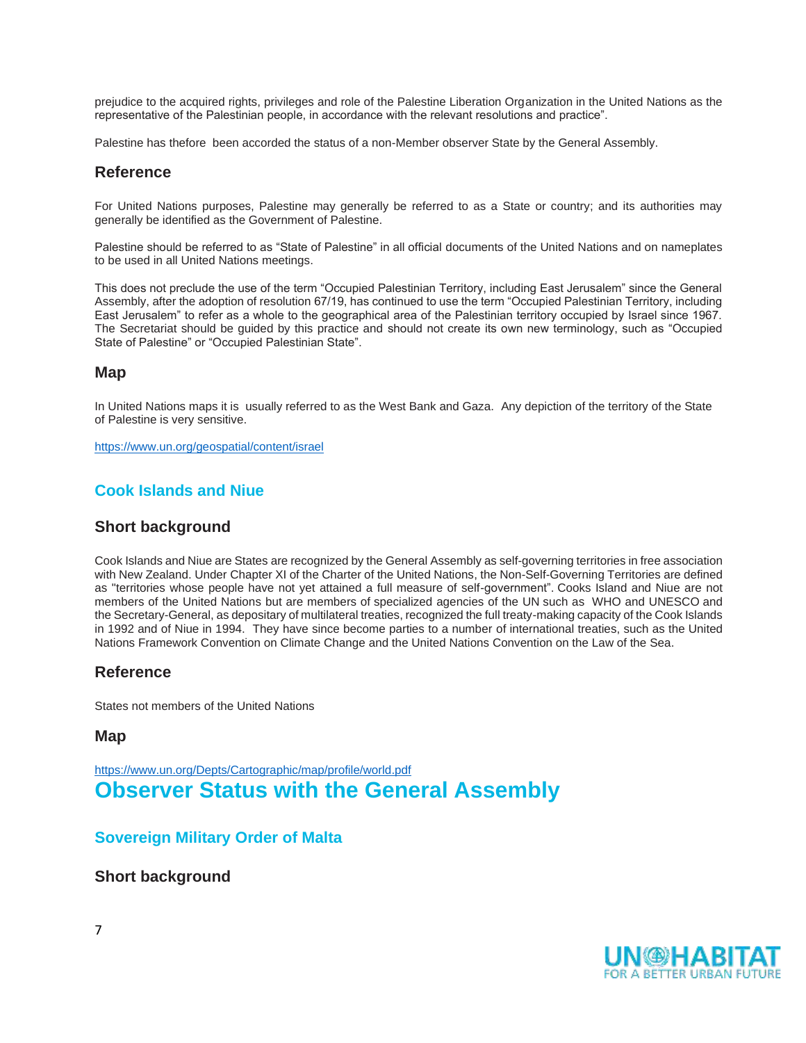prejudice to the acquired rights, privileges and role of the Palestine Liberation Organization in the United Nations as the representative of the Palestinian people, in accordance with the relevant resolutions and practice".

Palestine has thefore  been accorded the status of a non-Member observer State by the General Assembly.

### Reference

For United Nations purposes, Palestine may generally be referred to as a State or country; and its authorities may generally be identified as the Government of Palestine.

Palestine should be referred to as "State of Palestine" in all official documents of the United Nations and on nameplates to be used in all United Nations meetings.

This does not preclude the use of the term "Occupied Palestinian Territory, including East Jerusalem" since the General Assembly, after the adoption of resolution 67/19, has continued to use the term "Occupied Palestinian Territory, including East Jerusalem" to refer as a whole to the geographical area of the Palestinian territory occupied by Israel since 1967. The Secretariat should be guided by this practice and should not create its own new terminology, such as "Occupied State of Palestine" or "Occupied Palestinian State".

### Map

In United Nations maps it is  usually referred to as the West Bank and Gaza.  Any depiction of the territory of the State of Palestine is very sensitive.

https://www.un.org/geospatial/content/israel

## Cook Islands and Niue

### Short background

Cook Islands and Niue are States are recognized by the General Assembly as self-governing territories in free association with New Zealand. Under Chapter XI of the Charter of the United Nations, the Non-Self-Governing Territories are defined as "territories whose people have not yet attained a full measure of self-government". Cooks Island and Niue are not members of the United Nations but are members of specialized agencies of the UN such as  WHO and UNESCO and the Secretary-General, as depositary of multilateral treaties, recognized the full treaty-making capacity of the Cook Islands in 1992 and of Niue in 1994.  They have since become parties to a number of international treaties, such as the United Nations Framework Convention on Climate Change and the United Nations Convention on the Law of the Sea.

### Reference

States not members of the United Nations

### Map

https://www.un.org/Depts/Cartographic/map/profile/world.pdf

# Observer Status with the General Assembly

## Sovereign Military Order of Malta

### Short background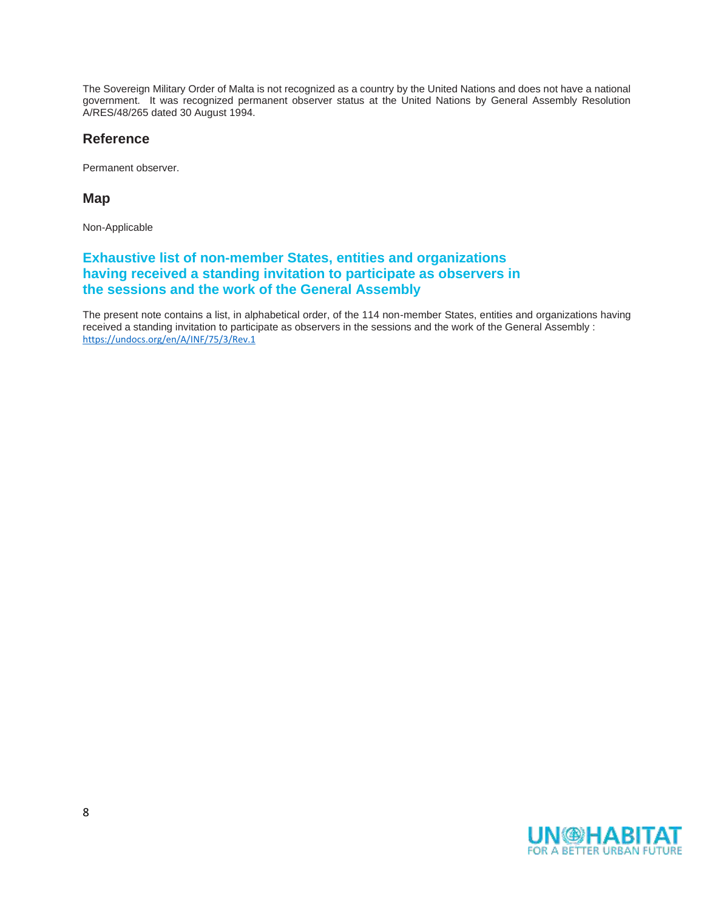The Sovereign Military Order of Malta is not recognized as a country by the United Nations and does not have a national government. It was recognized permanent observer status at the United Nations by General Assembly Resolution A/RES/48/265 dated 30 August 1994.

## Reference

Permanent observer.

## Map

Non-Applicable

## Exhaustive list of non-member States, entities and organizations having received a standing invitation to participate as observers in the sessions and the work of the General Assembly

The present note contains a list, in alphabetical order, of the 114 non-member States, entities and organizations having received a standing invitation to participate as observers in the sessions and the work of the General Assembly : https://undocs.org/en/A/INF/75/3/Rev.1